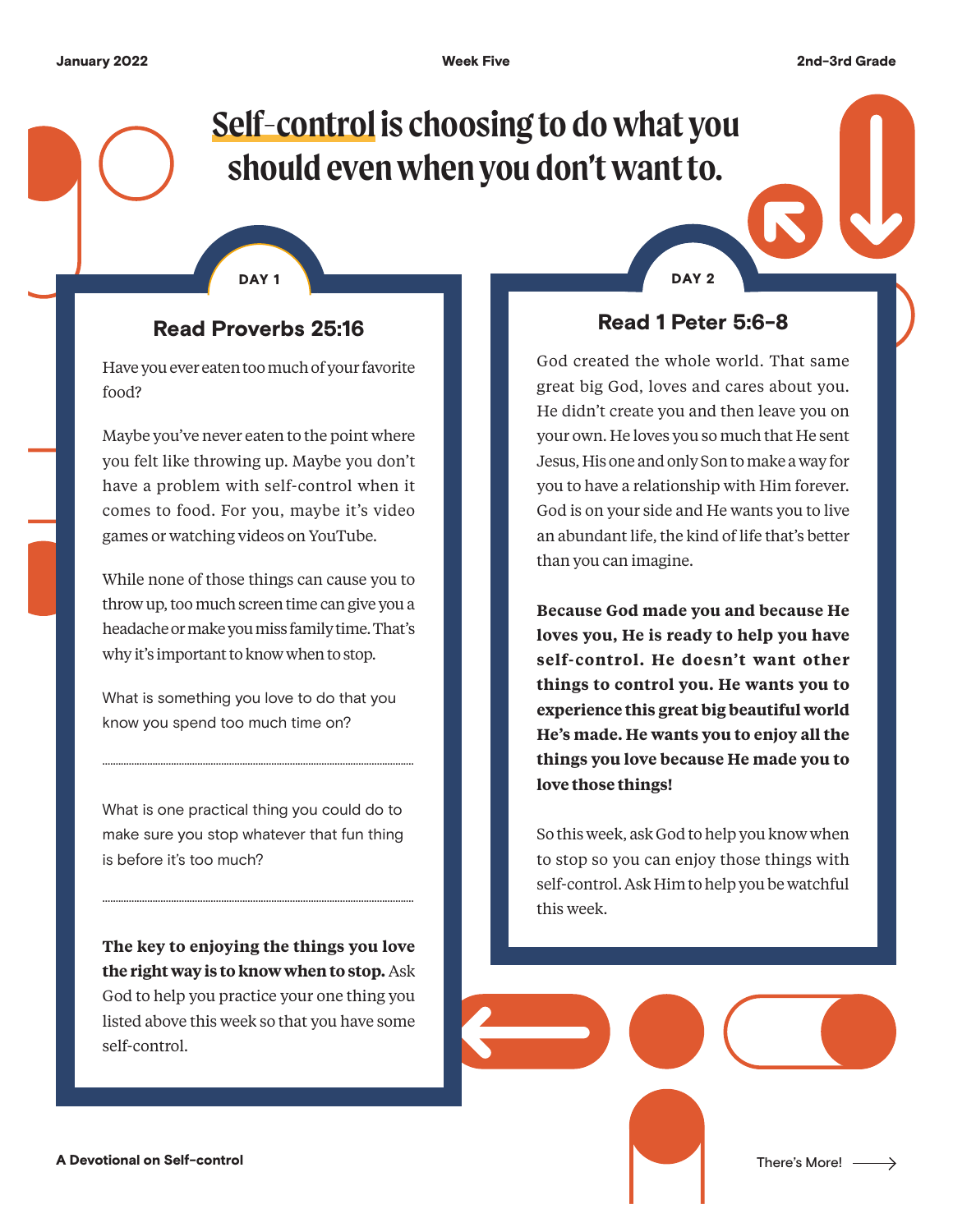# Self-control is choosing to do what you should even when you don't want to.

## DAY 1

### Read Proverbs 25:16

Have you ever eaten too much of your favorite food?

Maybe you've never eaten to the point where you felt like throwing up. Maybe you don't have a problem with self-control when it comes to food. For you, maybe it's video games or watching videos on YouTube.

While none of those things can cause you to throw up, too much screen time can give you a headache or make you miss family time. That's why it's important to know when to stop.

What is something you love to do that you know you spend too much time on?

.......................................................................................

What is one practical thing you could do to make sure you stop whatever that fun thing is before it's too much?

.......................................................................................

**The key to enjoying the things you love the right way is to know when to stop.** Ask God to help you practice your one thing you listed above this week so that you have some self-control.

## DAY 2

### Read 1 Peter 5:6-8

God created the whole world. That same great big God, loves and cares about you. He didn't create you and then leave you on your own. He loves you so much that He sent Jesus, His one and only Son to make a way for you to have a relationship with Him forever. God is on your side and He wants you to live an abundant life, the kind of life that's better than you can imagine.

**Because God made you and because He loves you, He is ready to help you have self-control. He doesn't want other things to control you. He wants you to experience this great big beautiful world He's made. He wants you to enjoy all the things you love because He made you to love those things!**

So this week, ask God to help you know when to stop so you can enjoy those things with self-control. Ask Him to help you be watchful this week.

There's More!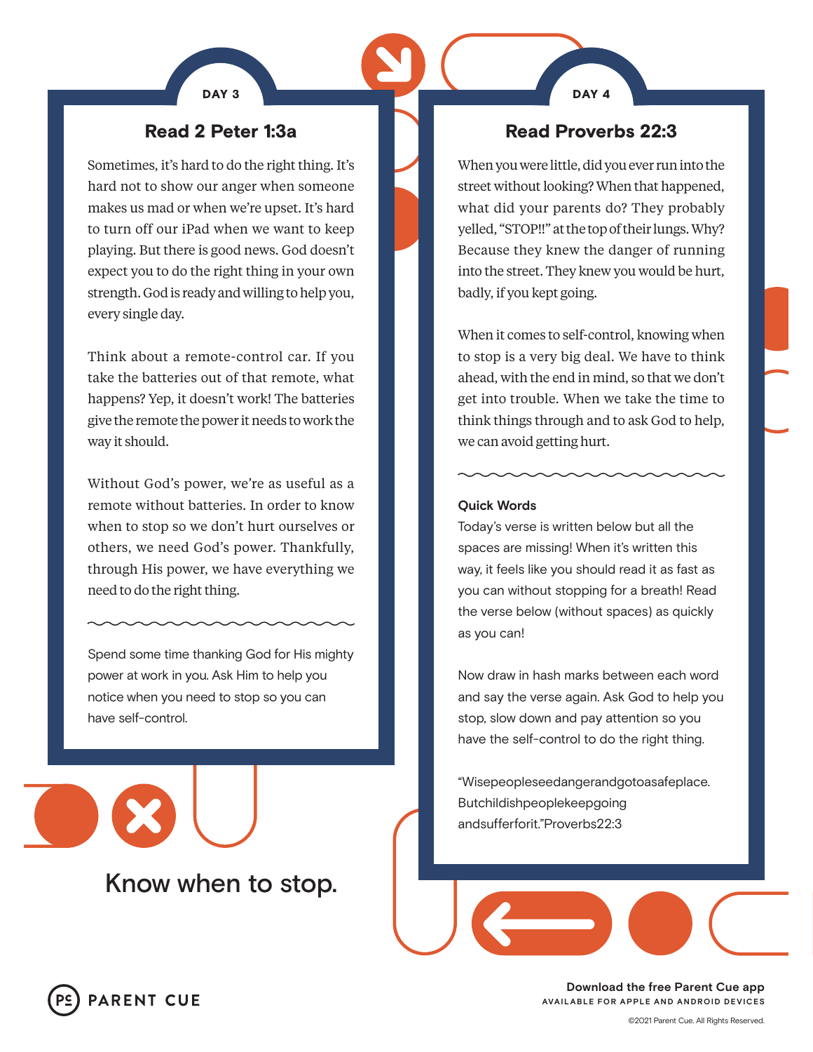DAY 3

## Read 2 Peter 1:3a

Sometimes, it's hard to do the right thing. It's hard not to show our anger when someone makes us mad or when we're upset. It's hard to turn off our iPad when we want to keep playing. But there is good news. God doesn't expect you to do the right thing in your own strength. God is ready and willing to help you, every single day.

Think about a remote-control car. If you take the batteries out of that remote, what happens? Yep, it doesn't work! The batteries give the remote the power it needs to work the way it should.

Without God's power, we're as useful as a remote without batteries. In order to know when to stop so we don't hurt ourselves or others, we need God's power. Thankfully, through His power, we have everything we need to do the right thing.

Spend some time thanking God for His mighty power at work in you. Ask Him to help you notice when you need to stop so you can have self-control.

DAY 4

## Read Proverbs 22:3

When you were little, did you ever run into the street without looking? When that happened, what did your parents do? They probably yelled, "STOP!!" at the top of their lungs. Why? Because they knew the danger of running into the street. They knew you would be hurt, badly, if you kept going.

When it comes to self-control, knowing when to stop is a very big deal. We have to think ahead, with the end in mind, so that we don't get into trouble. When we take the time to think things through and to ask God to help, we can avoid getting hurt.

**Quick Words**

Today's verse is written below but all the spaces are missing! When it's written this way, it feels like you should read it as fast as you can without stopping for a breath! Read the verse below (without spaces) as quickly as you can!

Now draw in hash marks between each word and say the verse again. Ask God to help you stop, slow down and pay attention so you have the self-control to do the right thing.

"Wisepeopleseedangerandgotoasafeplace. Butchildishpeoplekeepgoing andsufferforit."Proverbs22:3

# Know when to stop.

PARENT CUE

Download the free Parent Cue app
AVAILABLE FOR APPLE AND ANDROID DEVICES

©2021 Parent Cue. All Rights Reserved.